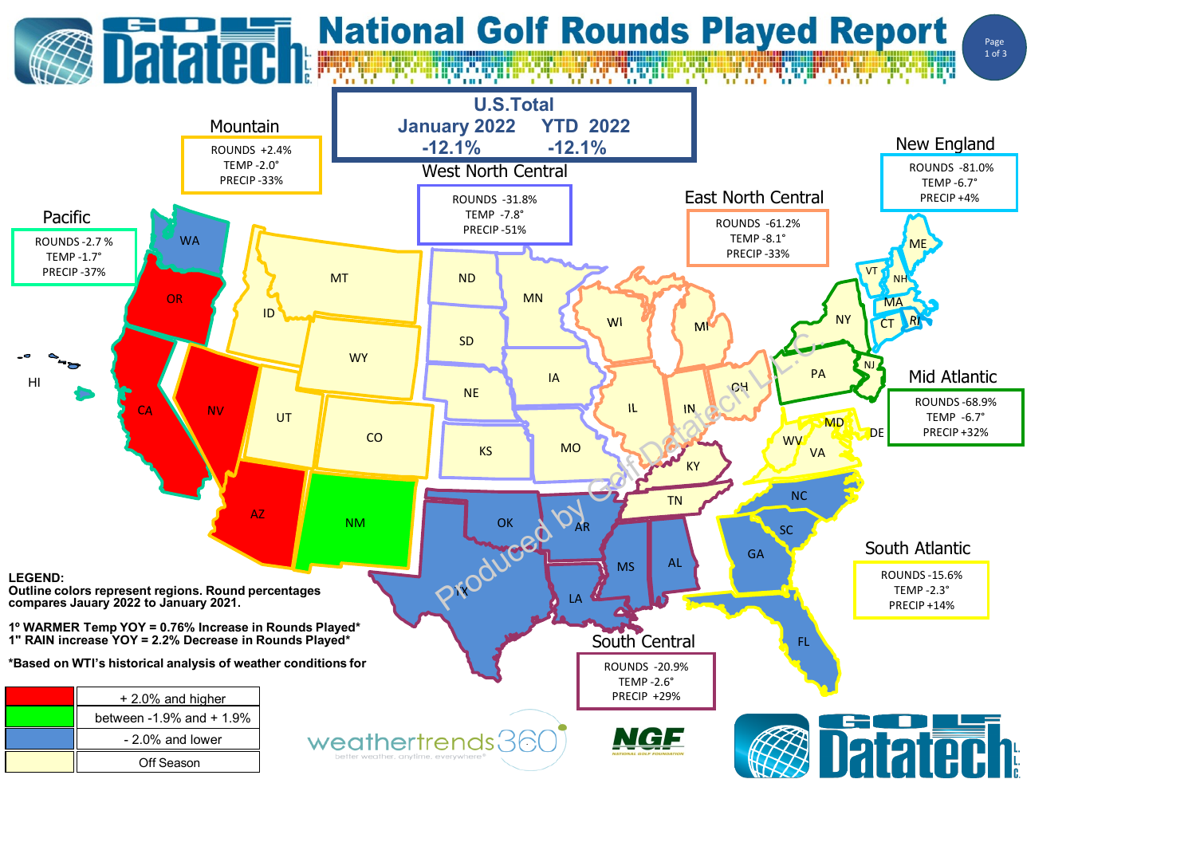# National Golf Rounds Played Report

## U.S.Total

| January 2022 | YTD 2022 |
| --- | --- |
| -12.1% | -12.1% |

### Mountain
ROUNDS +2.4%
TEMP -2.0°
PRECIP -33%

### West North Central
ROUNDS -31.8%
TEMP -7.8°
PRECIP -51%

### East North Central
ROUNDS -61.2%
TEMP -8.1°
PRECIP -33%

### New England
ROUNDS -81.0%
TEMP -6.7°
PRECIP +4%

### Pacific
ROUNDS -2.7 %
TEMP -1.7°
PRECIP -37%

### Mid Atlantic
ROUNDS -68.9%
TEMP -6.7°
PRECIP +32%

### South Atlantic
ROUNDS -15.6%
TEMP -2.3°
PRECIP +14%

### South Central
ROUNDS -20.9%
TEMP -2.6°
PRECIP +29%

**LEGEND:**
**Outline colors represent regions. Round percentages compares Jauary 2022 to January 2021.**

**1º WARMER Temp YOY = 0.76% Increase in Rounds Played***
**1" RAIN increase YOY = 2.2% Decrease in Rounds Played***

***Based on WTI's historical analysis of weather conditions for**

| Color | Range |
| --- | --- |
| Red | + 2.0% and higher |
| Green | between -1.9% and + 1.9% |
| Blue | - 2.0% and lower |
| Light yellow | Off Season |

Produced by Golf Datatech L.L.C.

weathertrends360 — better weather, anytime, everywhere®

NGF — National Golf Foundation

Golf Datatech L.L.C.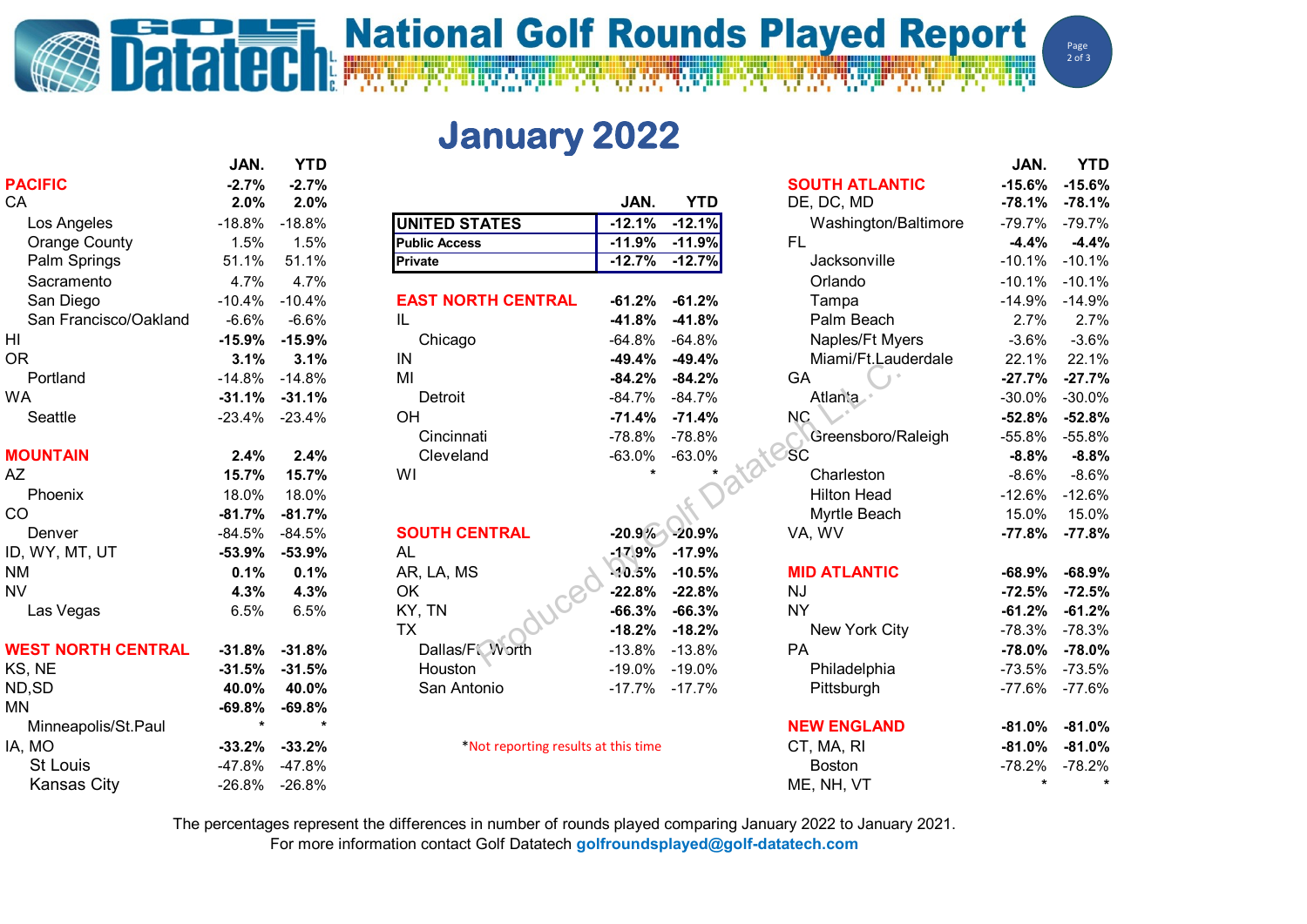# National Golf Rounds Played Report

## January 2022

| | JAN. | YTD |
|---|---|---|
| **UNITED STATES** | **-12.1%** | **-12.1%** |
| **Public Access** | **-11.9%** | **-11.9%** |
| **Private** | **-12.7%** | **-12.7%** |

| | JAN. | YTD |
|---|---|---|
| **PACIFIC** | **-2.7%** | **-2.7%** |
| CA | **2.0%** | **2.0%** |
| Los Angeles | -18.8% | -18.8% |
| Orange County | 1.5% | 1.5% |
| Palm Springs | 51.1% | 51.1% |
| Sacramento | 4.7% | 4.7% |
| San Diego | -10.4% | -10.4% |
| San Francisco/Oakland | -6.6% | -6.6% |
| HI | **-15.9%** | **-15.9%** |
| OR | **3.1%** | **3.1%** |
| Portland | -14.8% | -14.8% |
| WA | **-31.1%** | **-31.1%** |
| Seattle | -23.4% | -23.4% |
| **MOUNTAIN** | **2.4%** | **2.4%** |
| AZ | **15.7%** | **15.7%** |
| Phoenix | 18.0% | 18.0% |
| CO | **-81.7%** | **-81.7%** |
| Denver | -84.5% | -84.5% |
| ID, WY, MT, UT | **-53.9%** | **-53.9%** |
| NM | **0.1%** | **0.1%** |
| NV | **4.3%** | **4.3%** |
| Las Vegas | 6.5% | 6.5% |
| **WEST NORTH CENTRAL** | **-31.8%** | **-31.8%** |
| KS, NE | **-31.5%** | **-31.5%** |
| ND,SD | **40.0%** | **40.0%** |
| MN | **-69.8%** | **-69.8%** |
| Minneapolis/St.Paul | * | * |
| IA, MO | **-33.2%** | **-33.2%** |
| St Louis | -47.8% | -47.8% |
| Kansas City | -26.8% | -26.8% |

| | JAN. | YTD |
|---|---|---|
| **EAST NORTH CENTRAL** | **-61.2%** | **-61.2%** |
| IL | **-41.8%** | **-41.8%** |
| Chicago | -64.8% | -64.8% |
| IN | **-49.4%** | **-49.4%** |
| MI | **-84.2%** | **-84.2%** |
| Detroit | -84.7% | -84.7% |
| OH | **-71.4%** | **-71.4%** |
| Cincinnati | -78.8% | -78.8% |
| Cleveland | -63.0% | -63.0% |
| WI | * | * |
| **SOUTH CENTRAL** | **-20.9%** | **-20.9%** |
| AL | **-17.9%** | **-17.9%** |
| AR, LA, MS | **-10.5%** | **-10.5%** |
| OK | **-22.8%** | **-22.8%** |
| KY, TN | **-66.3%** | **-66.3%** |
| TX | **-18.2%** | **-18.2%** |
| Dallas/Ft Worth | -13.8% | -13.8% |
| Houston | -19.0% | -19.0% |
| San Antonio | -17.7% | -17.7% |

*Not reporting results at this time

| | JAN. | YTD |
|---|---|---|
| **SOUTH ATLANTIC** | **-15.6%** | **-15.6%** |
| DE, DC, MD | **-78.1%** | **-78.1%** |
| Washington/Baltimore | -79.7% | -79.7% |
| FL | **-4.4%** | **-4.4%** |
| Jacksonville | -10.1% | -10.1% |
| Orlando | -10.1% | -10.1% |
| Tampa | -14.9% | -14.9% |
| Palm Beach | 2.7% | 2.7% |
| Naples/Ft Myers | -3.6% | -3.6% |
| Miami/Ft.Lauderdale | 22.1% | 22.1% |
| GA | **-27.7%** | **-27.7%** |
| Atlanta | -30.0% | -30.0% |
| NC | **-52.8%** | **-52.8%** |
| Greensboro/Raleigh | -55.8% | -55.8% |
| SC | **-8.8%** | **-8.8%** |
| Charleston | -8.6% | -8.6% |
| Hilton Head | -12.6% | -12.6% |
| Myrtle Beach | 15.0% | 15.0% |
| VA, WV | **-77.8%** | **-77.8%** |
| **MID ATLANTIC** | **-68.9%** | **-68.9%** |
| NJ | **-72.5%** | **-72.5%** |
| NY | **-61.2%** | **-61.2%** |
| New York City | -78.3% | -78.3% |
| PA | **-78.0%** | **-78.0%** |
| Philadelphia | -73.5% | -73.5% |
| Pittsburgh | -77.6% | -77.6% |
| **NEW ENGLAND** | **-81.0%** | **-81.0%** |
| CT, MA, RI | **-81.0%** | **-81.0%** |
| Boston | -78.2% | -78.2% |
| ME, NH, VT | * | * |

The percentages represent the differences in number of rounds played comparing January 2022 to January 2021.
For more information contact Golf Datatech **golfroundsplayed@golf-datatech.com**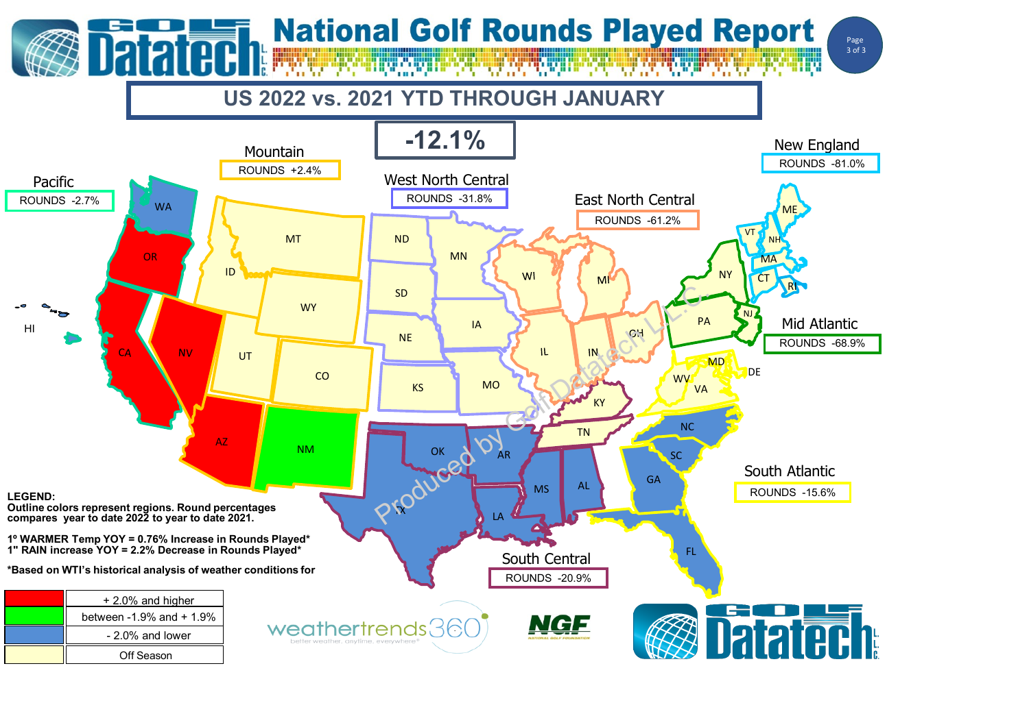# Golf Datatech L.L.C. National Golf Rounds Played Report

## US 2022 vs. 2021 YTD THROUGH JANUARY

**-12.1%**

Pacific
ROUNDS -2.7%

Mountain
ROUNDS +2.4%

West North Central
ROUNDS -31.8%

East North Central
ROUNDS -61.2%

New England
ROUNDS -81.0%

Mid Atlantic
ROUNDS -68.9%

South Atlantic
ROUNDS -15.6%

South Central
ROUNDS -20.9%

WA, OR, CA, NV, HI, MT, ID, WY, UT, CO, AZ, NM, ND, SD, NE, KS, MN, IA, MO, WI, MI, IL, IN, OH, KY, TN, OK, AR, TX, LA, MS, AL, GA, FL, SC, NC, VA, WV, MD, DE, PA, NJ, NY, CT, RI, MA, VT, NH, ME

Produced by Golf Datatech L.L.C.

**LEGEND:**
**Outline colors represent regions. Round percentages compares year to date 2022 to year to date 2021.**

**1º WARMER Temp YOY = 0.76% Increase in Rounds Played***
**1" RAIN increase YOY = 2.2% Decrease in Rounds Played***

***Based on WTI's historical analysis of weather conditions for**

| | |
|---|---|
| Red | + 2.0% and higher |
| Green | between -1.9% and + 1.9% |
| Blue | - 2.0% and lower |
| Light yellow | Off Season |

weathertrends360 better weather, anytime, everywhere®

NGF National Golf Foundation

Golf Datatech L.L.C.